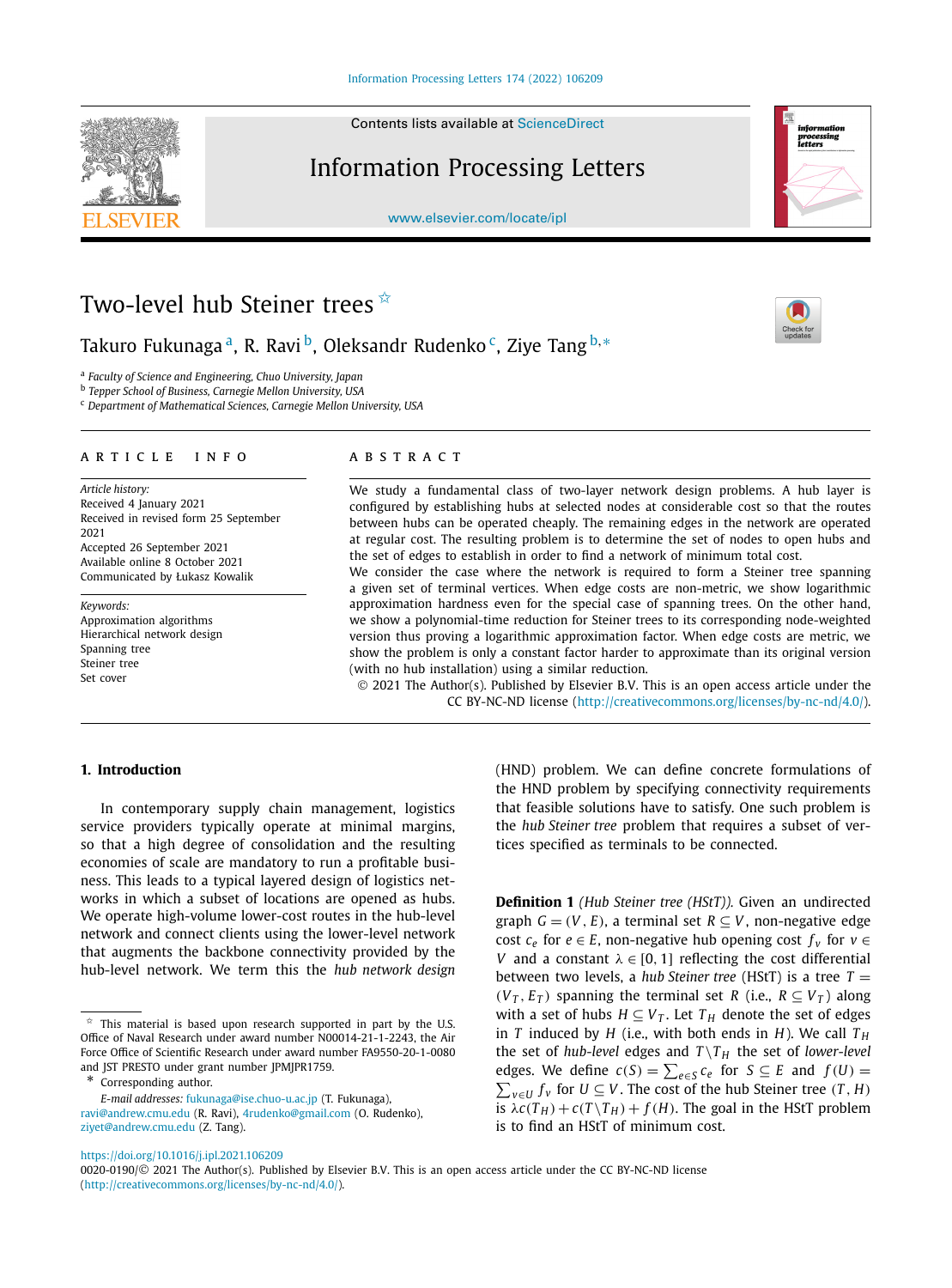# Two-level hub Steiner trees ☆

Takuro Fukunaga [a], R. Ravi [b], Oleksandr Rudenko [c], Ziye Tang [b,*]

[a] Faculty of Science and Engineering, Chuo University, Japan
[b] Tepper School of Business, Carnegie Mellon University, USA
[c] Department of Mathematical Sciences, Carnegie Mellon University, USA

## ARTICLE INFO

*Article history:*
Received 4 January 2021
Received in revised form 25 September 2021
Accepted 26 September 2021
Available online 8 October 2021
Communicated by Łukasz Kowalik

*Keywords:*
Approximation algorithms
Hierarchical network design
Spanning tree
Steiner tree
Set cover

## ABSTRACT

We study a fundamental class of two-layer network design problems. A hub layer is configured by establishing hubs at selected nodes at considerable cost so that the routes between hubs can be operated cheaply. The remaining edges in the network are operated at regular cost. The resulting problem is to determine the set of nodes to open hubs and the set of edges to establish in order to find a network of minimum total cost.

We consider the case where the network is required to form a Steiner tree spanning a given set of terminal vertices. When edge costs are non-metric, we show logarithmic approximation hardness even for the special case of spanning trees. On the other hand, we show a polynomial-time reduction for Steiner trees to its corresponding node-weighted version thus proving a logarithmic approximation factor. When edge costs are metric, we show the problem is only a constant factor harder to approximate than its original version (with no hub installation) using a similar reduction.

© 2021 The Author(s). Published by Elsevier B.V. This is an open access article under the CC BY-NC-ND license (http://creativecommons.org/licenses/by-nc-nd/4.0/).

## 1. Introduction

In contemporary supply chain management, logistics service providers typically operate at minimal margins, so that a high degree of consolidation and the resulting economies of scale are mandatory to run a profitable business. This leads to a typical layered design of logistics networks in which a subset of locations are opened as hubs. We operate high-volume lower-cost routes in the hub-level network and connect clients using the lower-level network that augments the backbone connectivity provided by the hub-level network. We term this the *hub network design* (HND) problem. We can define concrete formulations of the HND problem by specifying connectivity requirements that feasible solutions have to satisfy. One such problem is the *hub Steiner tree* problem that requires a subset of vertices specified as terminals to be connected.

**Definition 1** *(Hub Steiner tree (HStT)).* Given an undirected graph $G = (V, E)$, a terminal set $R \subseteq V$, non-negative edge cost $c_e$ for $e \in E$, non-negative hub opening cost $f_v$ for $v \in V$ and a constant $\lambda \in [0, 1]$ reflecting the cost differential between two levels, a *hub Steiner tree* (HStT) is a tree $T = (V_T, E_T)$ spanning the terminal set $R$ (i.e., $R \subseteq V_T$) along with a set of hubs $H \subseteq V_T$. Let $T_H$ denote the set of edges in $T$ induced by $H$ (i.e., with both ends in $H$). We call $T_H$ the set of *hub-level* edges and $T \setminus T_H$ the set of *lower-level* edges. We define $c(S) = \sum_{e \in S} c_e$ for $S \subseteq E$ and $f(U) = \sum_{v \in U} f_v$ for $U \subseteq V$. The cost of the hub Steiner tree $(T, H)$ is $\lambda c(T_H) + c(T \setminus T_H) + f(H)$. The goal in the HStT problem is to find an HStT of minimum cost.

---

☆ This material is based upon research supported in part by the U.S. Office of Naval Research under award number N00014-21-1-2243, the Air Force Office of Scientific Research under award number FA9550-20-1-0080 and JST PRESTO under grant number JPMJPR1759.

\* Corresponding author.

*E-mail addresses:* fukunaga@ise.chuo-u.ac.jp (T. Fukunaga), ravi@andrew.cmu.edu (R. Ravi), 4rudenko@gmail.com (O. Rudenko), ziyet@andrew.cmu.edu (Z. Tang).

https://doi.org/10.1016/j.ipl.2021.106209
0020-0190/© 2021 The Author(s). Published by Elsevier B.V. This is an open access article under the CC BY-NC-ND license (http://creativecommons.org/licenses/by-nc-nd/4.0/).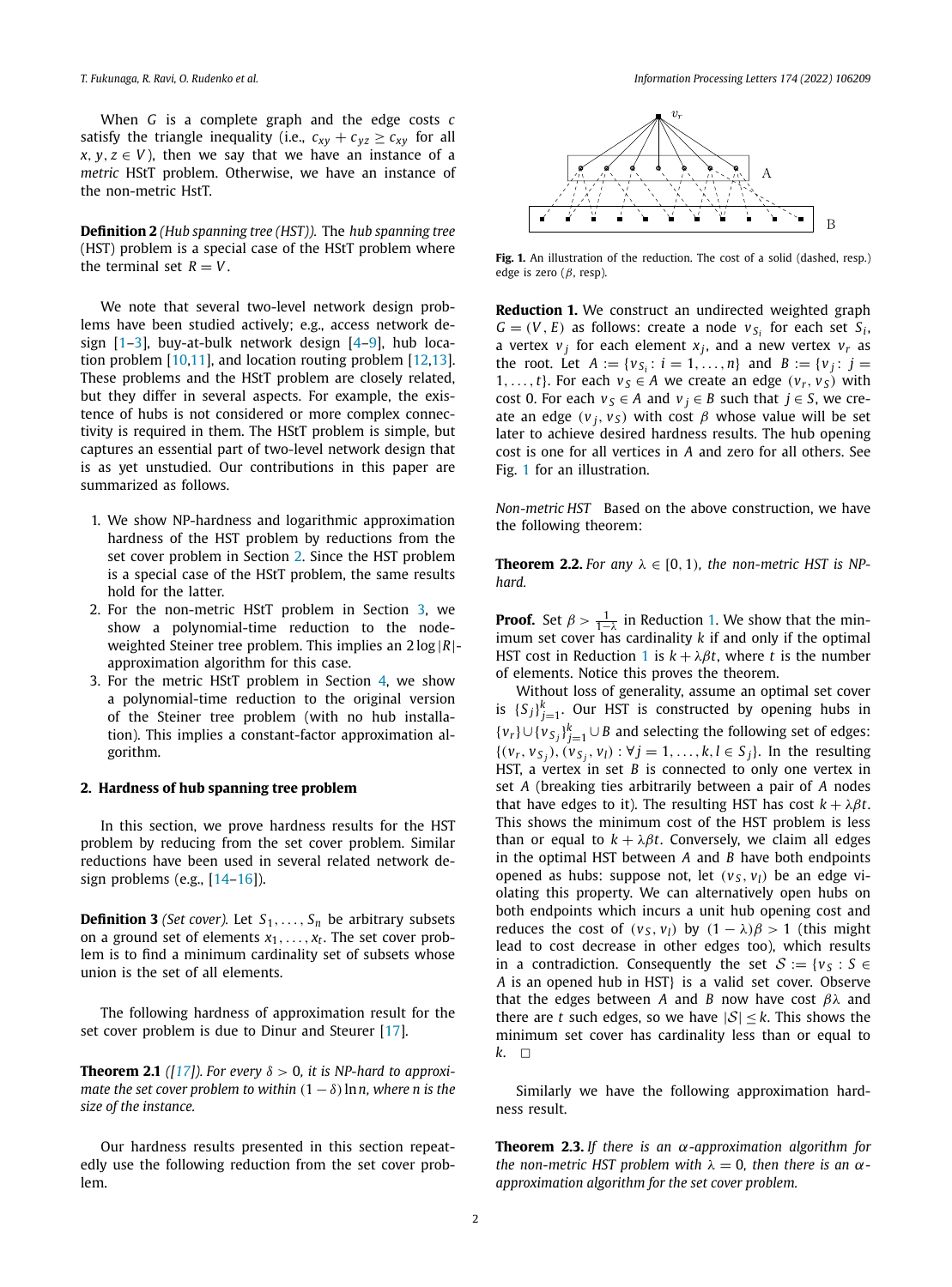When $G$ is a complete graph and the edge costs $c$ satisfy the triangle inequality (i.e., $c_{xy} + c_{yz} \geq c_{xy}$ for all $x, y, z \in V$), then we say that we have an instance of a *metric* HStT problem. Otherwise, we have an instance of the non-metric HstT.

**Definition 2** *(Hub spanning tree (HST)).* The *hub spanning tree* (HST) problem is a special case of the HStT problem where the terminal set $R = V$.

We note that several two-level network design problems have been studied actively; e.g., access network design [1–3], buy-at-bulk network design [4–9], hub location problem [10,11], and location routing problem [12,13]. These problems and the HStT problem are closely related, but they differ in several aspects. For example, the existence of hubs is not considered or more complex connectivity is required in them. The HStT problem is simple, but captures an essential part of two-level network design that is as yet unstudied. Our contributions in this paper are summarized as follows.

1. We show NP-hardness and logarithmic approximation hardness of the HST problem by reductions from the set cover problem in Section 2. Since the HST problem is a special case of the HStT problem, the same results hold for the latter.
2. For the non-metric HStT problem in Section 3, we show a polynomial-time reduction to the node-weighted Steiner tree problem. This implies an $2\log|R|$-approximation algorithm for this case.
3. For the metric HStT problem in Section 4, we show a polynomial-time reduction to the original version of the Steiner tree problem (with no hub installation). This implies a constant-factor approximation algorithm.

## 2. Hardness of hub spanning tree problem

In this section, we prove hardness results for the HST problem by reducing from the set cover problem. Similar reductions have been used in several related network design problems (e.g., [14–16]).

**Definition 3** *(Set cover).* Let $S_1, \ldots, S_n$ be arbitrary subsets on a ground set of elements $x_1, \ldots, x_t$. The set cover problem is to find a minimum cardinality set of subsets whose union is the set of all elements.

The following hardness of approximation result for the set cover problem is due to Dinur and Steurer [17].

**Theorem 2.1** *([17]). For every $\delta > 0$, it is NP-hard to approximate the set cover problem to within $(1-\delta)\ln n$, where $n$ is the size of the instance.*

Our hardness results presented in this section repeatedly use the following reduction from the set cover problem.

**Fig. 1.** An illustration of the reduction. The cost of a solid (dashed, resp.) edge is zero ($\beta$, resp).

**Reduction 1.** We construct an undirected weighted graph $G = (V, E)$ as follows: create a node $v_{S_i}$ for each set $S_i$, a vertex $v_j$ for each element $x_j$, and a new vertex $v_r$ as the root. Let $A := \{v_{S_i} : i = 1, \ldots, n\}$ and $B := \{v_j : j = 1, \ldots, t\}$. For each $v_S \in A$ we create an edge $(v_r, v_S)$ with cost 0. For each $v_S \in A$ and $v_j \in B$ such that $j \in S$, we create an edge $(v_j, v_S)$ with cost $\beta$ whose value will be set later to achieve desired hardness results. The hub opening cost is one for all vertices in $A$ and zero for all others. See Fig. 1 for an illustration.

*Non-metric HST* Based on the above construction, we have the following theorem:

**Theorem 2.2.** *For any $\lambda \in [0, 1)$, the non-metric HST is NP-hard.*

**Proof.** Set $\beta > \frac{1}{1-\lambda}$ in Reduction 1. We show that the minimum set cover has cardinality $k$ if and only if the optimal HST cost in Reduction 1 is $k + \lambda\beta t$, where $t$ is the number of elements. Notice this proves the theorem.

Without loss of generality, assume an optimal set cover is $\{S_j\}_{j=1}^{k}$. Our HST is constructed by opening hubs in $\{v_r\} \cup \{v_{S_j}\}_{j=1}^{k} \cup B$ and selecting the following set of edges: $\{(v_r, v_{S_j}), (v_{S_j}, v_l) : \forall j = 1, \ldots, k, l \in S_j\}$. In the resulting HST, a vertex in set $B$ is connected to only one vertex in set $A$ (breaking ties arbitrarily between a pair of $A$ nodes that have edges to it). The resulting HST has cost $k + \lambda\beta t$. This shows the minimum cost of the HST problem is less than or equal to $k + \lambda\beta t$. Conversely, we claim all edges in the optimal HST between $A$ and $B$ have both endpoints opened as hubs: suppose not, let $(v_S, v_l)$ be an edge violating this property. We can alternatively open hubs on both endpoints which incurs a unit hub opening cost and reduces the cost of $(v_S, v_l)$ by $(1-\lambda)\beta > 1$ (this might lead to cost decrease in other edges too), which results in a contradiction. Consequently the set $\mathcal{S} := \{v_S : S \in A$ is an opened hub in HST$\}$ is a valid set cover. Observe that the edges between $A$ and $B$ now have cost $\beta\lambda$ and there are $t$ such edges, so we have $|\mathcal{S}| \leq k$. This shows the minimum set cover has cardinality less than or equal to $k$. $\square$

Similarly we have the following approximation hardness result.

**Theorem 2.3.** *If there is an $\alpha$-approximation algorithm for the non-metric HST problem with $\lambda = 0$, then there is an $\alpha$-approximation algorithm for the set cover problem.*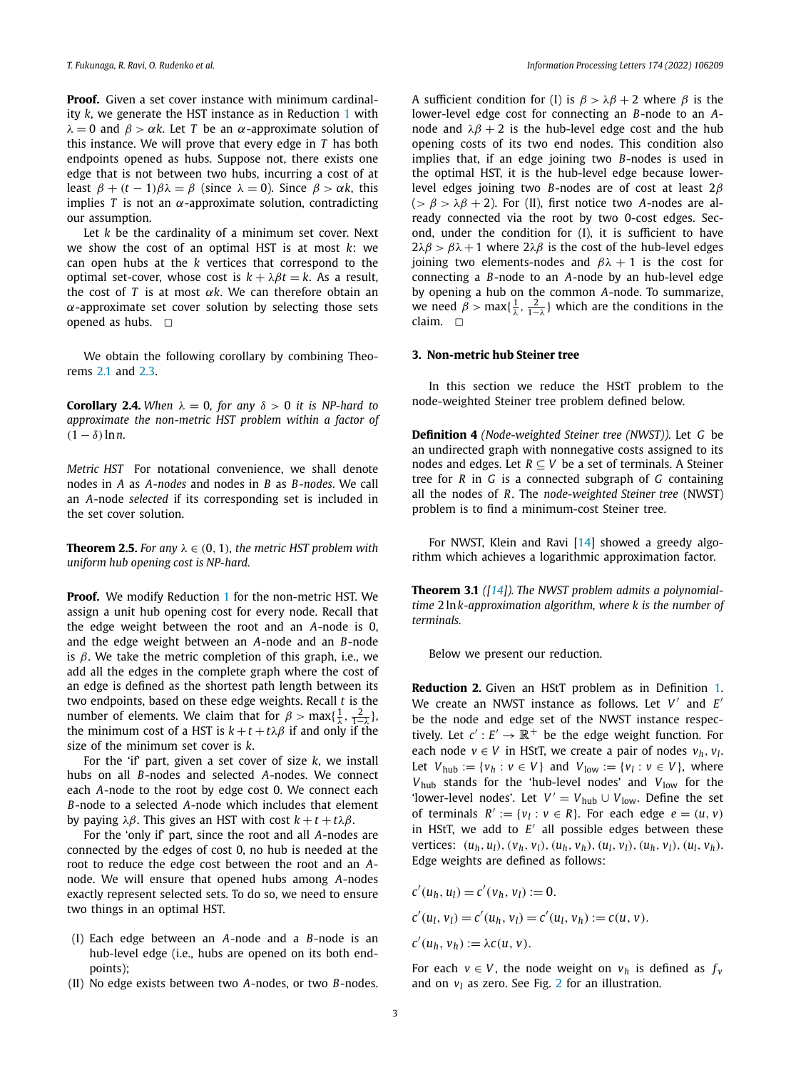**Proof.** Given a set cover instance with minimum cardinality $k$, we generate the HST instance as in Reduction 1 with $\lambda = 0$ and $\beta > \alpha k$. Let $T$ be an $\alpha$-approximate solution of this instance. We will prove that every edge in $T$ has both endpoints opened as hubs. Suppose not, there exists one edge that is not between two hubs, incurring a cost of at least $\beta + (t-1)\beta\lambda = \beta$ (since $\lambda = 0$). Since $\beta > \alpha k$, this implies $T$ is not an $\alpha$-approximate solution, contradicting our assumption.

Let $k$ be the cardinality of a minimum set cover. Next we show the cost of an optimal HST is at most $k$: we can open hubs at the $k$ vertices that correspond to the optimal set-cover, whose cost is $k + \lambda\beta t = k$. As a result, the cost of $T$ is at most $\alpha k$. We can therefore obtain an $\alpha$-approximate set cover solution by selecting those sets opened as hubs. $\square$

We obtain the following corollary by combining Theorems 2.1 and 2.3.

**Corollary 2.4.** *When $\lambda = 0$, for any $\delta > 0$ it is NP-hard to approximate the non-metric HST problem within a factor of $(1-\delta)\ln n$.*

*Metric HST* For notational convenience, we shall denote nodes in $A$ as *A-nodes* and nodes in $B$ as *B-nodes*. We call an $A$-node *selected* if its corresponding set is included in the set cover solution.

**Theorem 2.5.** *For any $\lambda \in (0, 1)$, the metric HST problem with uniform hub opening cost is NP-hard.*

**Proof.** We modify Reduction 1 for the non-metric HST. We assign a unit hub opening cost for every node. Recall that the edge weight between the root and an $A$-node is 0, and the edge weight between an $A$-node and an $B$-node is $\beta$. We take the metric completion of this graph, i.e., we add all the edges in the complete graph where the cost of an edge is defined as the shortest path length between its two endpoints, based on these edge weights. Recall $t$ is the number of elements. We claim that for $\beta > \max\{\frac{1}{\lambda}, \frac{2}{1-\lambda}\}$, the minimum cost of a HST is $k + t + t\lambda\beta$ if and only if the size of the minimum set cover is $k$.

For the 'if' part, given a set cover of size $k$, we install hubs on all $B$-nodes and selected $A$-nodes. We connect each $A$-node to the root by edge cost 0. We connect each $B$-node to a selected $A$-node which includes that element by paying $\lambda\beta$. This gives an HST with cost $k + t + t\lambda\beta$.

For the 'only if' part, since the root and all $A$-nodes are connected by the edges of cost 0, no hub is needed at the root to reduce the edge cost between the root and an $A$-node. We will ensure that opened hubs among $A$-nodes exactly represent selected sets. To do so, we need to ensure two things in an optimal HST.

(I) Each edge between an $A$-node and a $B$-node is an hub-level edge (i.e., hubs are opened on its both endpoints);
(II) No edge exists between two $A$-nodes, or two $B$-nodes.

A sufficient condition for (I) is $\beta > \lambda\beta + 2$ where $\beta$ is the lower-level edge cost for connecting an $B$-node to an $A$-node and $\lambda\beta + 2$ is the hub-level edge cost and the hub opening costs of its two end nodes. This condition also implies that, if an edge joining two $B$-nodes is used in the optimal HST, it is the hub-level edge because lower-level edges joining two $B$-nodes are of cost at least $2\beta$ ($> \beta > \lambda\beta + 2$). For (II), first notice two $A$-nodes are already connected via the root by two 0-cost edges. Second, under the condition for (I), it is sufficient to have $2\lambda\beta > \beta\lambda + 1$ where $2\lambda\beta$ is the cost of the hub-level edges joining two elements-nodes and $\beta\lambda + 1$ is the cost for connecting a $B$-node to an $A$-node by an hub-level edge by opening a hub on the common $A$-node. To summarize, we need $\beta > \max\{\frac{1}{\lambda}, \frac{2}{1-\lambda}\}$ which are the conditions in the claim. $\square$

## 3. Non-metric hub Steiner tree

In this section we reduce the HStT problem to the node-weighted Steiner tree problem defined below.

**Definition 4** *(Node-weighted Steiner tree (NWST)).* Let $G$ be an undirected graph with nonnegative costs assigned to its nodes and edges. Let $R \subseteq V$ be a set of terminals. A Steiner tree for $R$ in $G$ is a connected subgraph of $G$ containing all the nodes of $R$. The *node-weighted Steiner tree* (NWST) problem is to find a minimum-cost Steiner tree.

For NWST, Klein and Ravi [14] showed a greedy algorithm which achieves a logarithmic approximation factor.

**Theorem 3.1** *([14]). The NWST problem admits a polynomial-time $2\ln k$-approximation algorithm, where $k$ is the number of terminals.*

Below we present our reduction.

**Reduction 2.** Given an HStT problem as in Definition 1. We create an NWST instance as follows. Let $V'$ and $E'$ be the node and edge set of the NWST instance respectively. Let $c' : E' \to \mathbb{R}^+$ be the edge weight function. For each node $v \in V$ in HStT, we create a pair of nodes $v_h, v_l$. Let $V_{\text{hub}} := \{v_h : v \in V\}$ and $V_{\text{low}} := \{v_l : v \in V\}$, where $V_{\text{hub}}$ stands for the 'hub-level nodes' and $V_{\text{low}}$ for the 'lower-level nodes'. Let $V' = V_{\text{hub}} \cup V_{\text{low}}$. Define the set of terminals $R' := \{v_l : v \in R\}$. For each edge $e = (u, v)$ in HStT, we add to $E'$ all possible edges between these vertices: $(u_h, u_l), (v_h, v_l), (u_h, v_h), (u_l, v_l), (u_h, v_l), (u_l, v_h)$. Edge weights are defined as follows:

$$c'(u_h, u_l) = c'(v_h, v_l) := 0.$$

$$c'(u_l, v_l) = c'(u_h, v_l) = c'(u_l, v_h) := c(u, v).$$

$$c'(u_h, v_h) := \lambda c(u, v).$$

For each $v \in V$, the node weight on $v_h$ is defined as $f_v$ and on $v_l$ as zero. See Fig. 2 for an illustration.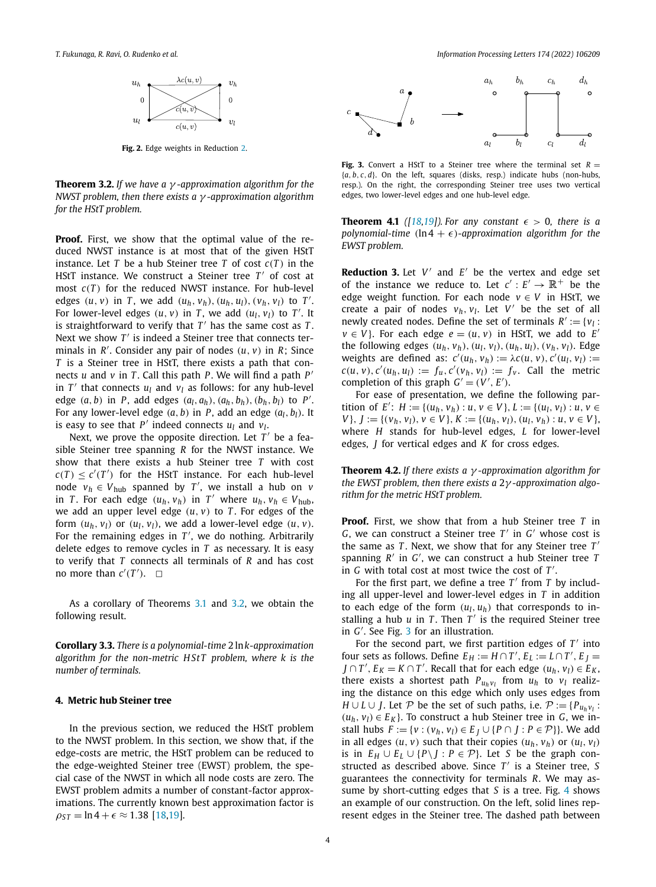Fig. 2. Edge weights in Reduction 2.

**Theorem 3.2.** *If we have a $\gamma$-approximation algorithm for the NWST problem, then there exists a $\gamma$-approximation algorithm for the HStT problem.*

**Proof.** First, we show that the optimal value of the reduced NWST instance is at most that of the given HStT instance. Let $T$ be a hub Steiner tree $T$ of cost $c(T)$ in the HStT instance. We construct a Steiner tree $T'$ of cost at most $c(T)$ for the reduced NWST instance. For hub-level edges $(u, v)$ in $T$, we add $(u_h, v_h), (u_h, u_l), (v_h, v_l)$ to $T'$. For lower-level edges $(u, v)$ in $T$, we add $(u_l, v_l)$ to $T'$. It is straightforward to verify that $T'$ has the same cost as $T$. Next we show $T'$ is indeed a Steiner tree that connects terminals in $R'$. Consider any pair of nodes $(u, v)$ in $R$; Since $T$ is a Steiner tree in HStT, there exists a path that connects $u$ and $v$ in $T$. Call this path $P$. We will find a path $P'$ in $T'$ that connects $u_l$ and $v_l$ as follows: for any hub-level edge $(a, b)$ in $P$, add edges $(a_l, a_h), (a_h, b_h), (b_h, b_l)$ to $P'$. For any lower-level edge $(a, b)$ in $P$, add an edge $(a_l, b_l)$. It is easy to see that $P'$ indeed connects $u_l$ and $v_l$.

Next, we prove the opposite direction. Let $T'$ be a feasible Steiner tree spanning $R$ for the NWST instance. We show that there exists a hub Steiner tree $T$ with cost $c(T) \le c'(T')$ for the HStT instance. For each hub-level node $v_h \in V_{\text{hub}}$ spanned by $T'$, we install a hub on $v$ in $T$. For each edge $(u_h, v_h)$ in $T'$ where $u_h, v_h \in V_{\text{hub}}$, we add an upper level edge $(u, v)$ to $T$. For edges of the form $(u_h, v_l)$ or $(u_l, v_l)$, we add a lower-level edge $(u, v)$. For the remaining edges in $T'$, we do nothing. Arbitrarily delete edges to remove cycles in $T$ as necessary. It is easy to verify that $T$ connects all terminals of $R$ and has cost no more than $c'(T')$. $\square$

As a corollary of Theorems 3.1 and 3.2, we obtain the following result.

**Corollary 3.3.** *There is a polynomial-time $2 \ln k$-approximation algorithm for the non-metric HStT problem, where $k$ is the number of terminals.*

## 4. Metric hub Steiner tree

In the previous section, we reduced the HStT problem to the NWST problem. In this section, we show that, if the edge-costs are metric, the HStT problem can be reduced to the edge-weighted Steiner tree (EWST) problem, the special case of the NWST in which all node costs are zero. The EWST problem admits a number of constant-factor approximations. The currently known best approximation factor is $\rho_{ST} = \ln 4 + \epsilon \approx 1.38$ [18,19].

Fig. 3. Convert a HStT to a Steiner tree where the terminal set $R = \{a, b, c, d\}$. On the left, squares (disks, resp.) indicate hubs (non-hubs, resp.). On the right, the corresponding Steiner tree uses two vertical edges, two lower-level edges and one hub-level edge.

**Theorem 4.1** *([18,19]). For any constant $\epsilon > 0$, there is a polynomial-time $(\ln 4 + \epsilon)$-approximation algorithm for the EWST problem.*

**Reduction 3.** Let $V'$ and $E'$ be the vertex and edge set of the instance we reduce to. Let $c' : E' \to \mathbb{R}^+$ be the edge weight function. For each node $v \in V$ in HStT, we create a pair of nodes $v_h, v_l$. Let $V'$ be the set of all newly created nodes. Define the set of terminals $R' := \{v_l : v \in V\}$. For each edge $e = (u, v)$ in HStT, we add to $E'$ the following edges $(u_h, v_h), (u_l, v_l), (u_h, u_l), (v_h, v_l)$. Edge weights are defined as: $c'(u_h, v_h) := \lambda c(u, v), c'(u_l, v_l) := c(u, v), c'(u_h, u_l) := f_u, c'(v_h, v_l) := f_v$. Call the metric completion of this graph $G' = (V', E')$.

For ease of presentation, we define the following partition of $E'$: $H := \{(u_h, v_h) : u, v \in V\}, L := \{(u_l, v_l) : u, v \in V\}, J := \{(v_h, v_l), v \in V\}, K := \{(u_h, v_l), (u_l, v_h) : u, v \in V\}$, where $H$ stands for hub-level edges, $L$ for lower-level edges, $J$ for vertical edges and $K$ for cross edges.

**Theorem 4.2.** *If there exists a $\gamma$-approximation algorithm for the EWST problem, then there exists a $2\gamma$-approximation algorithm for the metric HStT problem.*

**Proof.** First, we show that from a hub Steiner tree $T$ in $G$, we can construct a Steiner tree $T'$ in $G'$ whose cost is the same as $T$. Next, we show that for any Steiner tree $T'$ spanning $R'$ in $G'$, we can construct a hub Steiner tree $T$ in $G$ with total cost at most twice the cost of $T'$.

For the first part, we define a tree $T'$ from $T$ by including all upper-level and lower-level edges in $T$ in addition to each edge of the form $(u_l, u_h)$ that corresponds to installing a hub $u$ in $T$. Then $T'$ is the required Steiner tree in $G'$. See Fig. 3 for an illustration.

For the second part, we first partition edges of $T'$ into four sets as follows. Define $E_H := H \cap T', E_L := L \cap T', E_J = J \cap T', E_K = K \cap T'$. Recall that for each edge $(u_h, v_l) \in E_K$, there exists a shortest path $P_{u_h v_l}$ from $u_h$ to $v_l$ realizing the distance on this edge which only uses edges from $H \cup L \cup J$. Let $\mathcal{P}$ be the set of such paths, i.e. $\mathcal{P} := \{P_{u_h v_l} : (u_h, v_l) \in E_K\}$. To construct a hub Steiner tree in $G$, we install hubs $F := \{v : (v_h, v_l) \in E_J \cup \{P \cap J : P \in \mathcal{P}\}\}$. We add in all edges $(u, v)$ such that their copies $(u_h, v_h)$ or $(u_l, v_l)$ is in $E_H \cup E_L \cup \{P \setminus J : P \in \mathcal{P}\}$. Let $S$ be the graph constructed as described above. Since $T'$ is a Steiner tree, $S$ guarantees the connectivity for terminals $R$. We may assume by short-cutting edges that $S$ is a tree. Fig. 4 shows an example of our construction. On the left, solid lines represent edges in the Steiner tree. The dashed path between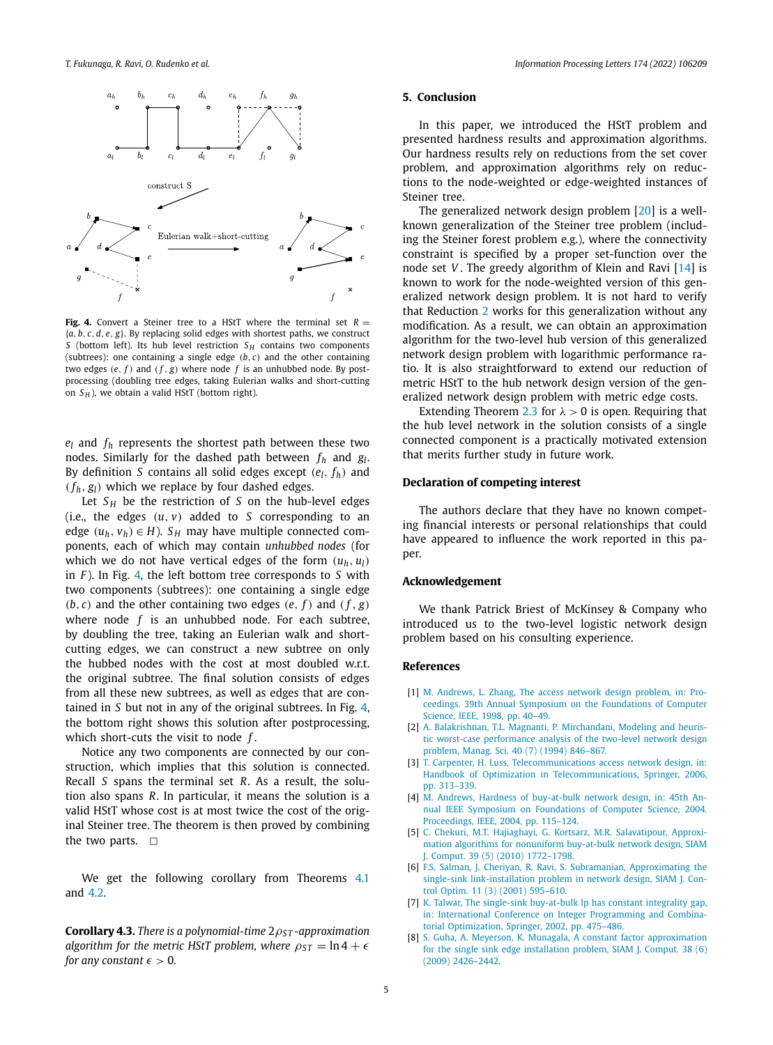Fig. 4. Convert a Steiner tree to a HStT where the terminal set $R = \{a, b, c, d, e, g\}$. By replacing solid edges with shortest paths, we construct $S$ (bottom left). Its hub level restriction $S_H$ contains two components (subtrees): one containing a single edge $(b, c)$ and the other containing two edges $(e, f)$ and $(f, g)$ where node $f$ is an unhubbed node. By post-processing (doubling tree edges, taking Eulerian walks and short-cutting on $S_H$), we obtain a valid HStT (bottom right).

$e_l$ and $f_h$ represents the shortest path between these two nodes. Similarly for the dashed path between $f_h$ and $g_l$. By definition $S$ contains all solid edges except $(e_l, f_h)$ and $(f_h, g_l)$ which we replace by four dashed edges.

Let $S_H$ be the restriction of $S$ on the hub-level edges (i.e., the edges $(u, v)$ added to $S$ corresponding to an edge $(u_h, v_h) \in H$). $S_H$ may have multiple connected components, each of which may contain *unhubbed nodes* (for which we do not have vertical edges of the form $(u_h, u_l)$ in $F$). In Fig. 4, the left bottom tree corresponds to $S$ with two components (subtrees): one containing a single edge $(b, c)$ and the other containing two edges $(e, f)$ and $(f, g)$ where node $f$ is an unhubbed node. For each subtree, by doubling the tree, taking an Eulerian walk and short-cutting edges, we can construct a new subtree on only the hubbed nodes with the cost at most doubled w.r.t. the original subtree. The final solution consists of edges from all these new subtrees, as well as edges that are contained in $S$ but not in any of the original subtrees. In Fig. 4, the bottom right shows this solution after postprocessing, which short-cuts the visit to node $f$.

Notice any two components are connected by our construction, which implies that this solution is connected. Recall $S$ spans the terminal set $R$. As a result, the solution also spans $R$. In particular, it means the solution is a valid HStT whose cost is at most twice the cost of the original Steiner tree. The theorem is then proved by combining the two parts. □

We get the following corollary from Theorems 4.1 and 4.2.

**Corollary 4.3.** *There is a polynomial-time $2\rho_{ST}$-approximation algorithm for the metric HStT problem, where $\rho_{ST} = \ln 4 + \epsilon$ for any constant $\epsilon > 0$.*

## 5. Conclusion

In this paper, we introduced the HStT problem and presented hardness results and approximation algorithms. Our hardness results rely on reductions from the set cover problem, and approximation algorithms rely on reductions to the node-weighted or edge-weighted instances of Steiner tree.

The generalized network design problem [20] is a well-known generalization of the Steiner tree problem (including the Steiner forest problem e.g.), where the connectivity constraint is specified by a proper set-function over the node set $V$. The greedy algorithm of Klein and Ravi [14] is known to work for the node-weighted version of this generalized network design problem. It is not hard to verify that Reduction 2 works for this generalization without any modification. As a result, we can obtain an approximation algorithm for the two-level hub version of this generalized network design problem with logarithmic performance ratio. It is also straightforward to extend our reduction of metric HStT to the hub network design version of the generalized network design problem with metric edge costs.

Extending Theorem 2.3 for $\lambda > 0$ is open. Requiring that the hub level network in the solution consists of a single connected component is a practically motivated extension that merits further study in future work.

## Declaration of competing interest

The authors declare that they have no known competing financial interests or personal relationships that could have appeared to influence the work reported in this paper.

## Acknowledgement

We thank Patrick Briest of McKinsey & Company who introduced us to the two-level logistic network design problem based on his consulting experience.

## References

[1] M. Andrews, L. Zhang, The access network design problem, in: Proceedings. 39th Annual Symposium on the Foundations of Computer Science, IEEE, 1998, pp. 40–49.

[2] A. Balakrishnan, T.L. Magnanti, P. Mirchandani, Modeling and heuristic worst-case performance analysis of the two-level network design problem, Manag. Sci. 40 (7) (1994) 846–867.

[3] T. Carpenter, H. Luss, Telecommunications access network design, in: Handbook of Optimization in Telecommunications, Springer, 2006, pp. 313–339.

[4] M. Andrews, Hardness of buy-at-bulk network design, in: 45th Annual IEEE Symposium on Foundations of Computer Science, 2004. Proceedings, IEEE, 2004, pp. 115–124.

[5] C. Chekuri, M.T. Hajiaghayi, G. Kortsarz, M.R. Salavatipour, Approximation algorithms for nonuniform buy-at-bulk network design, SIAM J. Comput. 39 (5) (2010) 1772–1798.

[6] F.S. Salman, J. Cheriyan, R. Ravi, S. Subramanian, Approximating the single-sink link-installation problem in network design, SIAM J. Control Optim. 11 (3) (2001) 595–610.

[7] K. Talwar, The single-sink buy-at-bulk lp has constant integrality gap, in: International Conference on Integer Programming and Combinatorial Optimization, Springer, 2002, pp. 475–486.

[8] S. Guha, A. Meyerson, K. Munagala, A constant factor approximation for the single sink edge installation problem, SIAM J. Comput. 38 (6) (2009) 2426–2442.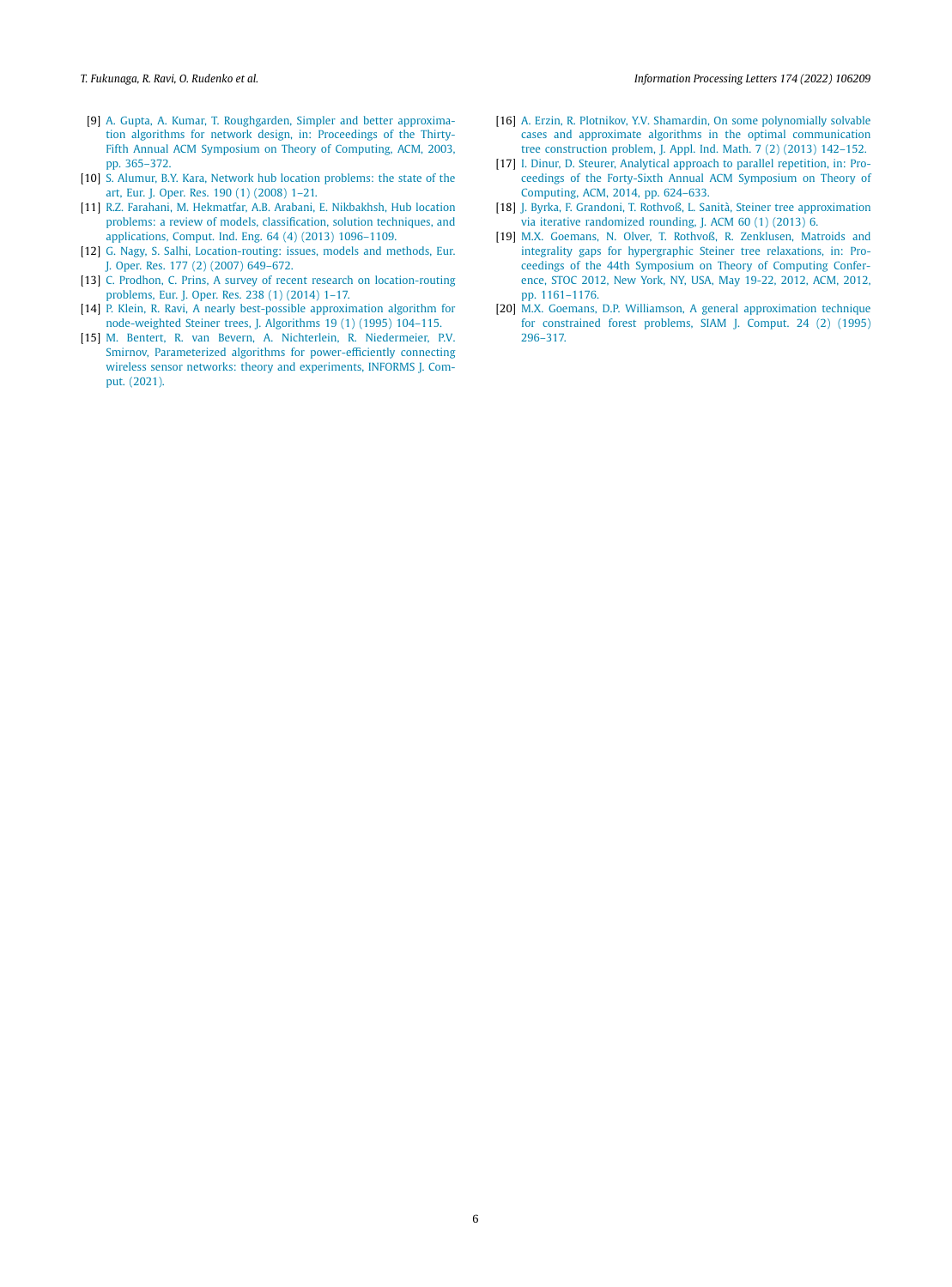[9] A. Gupta, A. Kumar, T. Roughgarden, Simpler and better approximation algorithms for network design, in: Proceedings of the Thirty-Fifth Annual ACM Symposium on Theory of Computing, ACM, 2003, pp. 365–372.

[10] S. Alumur, B.Y. Kara, Network hub location problems: the state of the art, Eur. J. Oper. Res. 190 (1) (2008) 1–21.

[11] R.Z. Farahani, M. Hekmatfar, A.B. Arabani, E. Nikbakhsh, Hub location problems: a review of models, classification, solution techniques, and applications, Comput. Ind. Eng. 64 (4) (2013) 1096–1109.

[12] G. Nagy, S. Salhi, Location-routing: issues, models and methods, Eur. J. Oper. Res. 177 (2) (2007) 649–672.

[13] C. Prodhon, C. Prins, A survey of recent research on location-routing problems, Eur. J. Oper. Res. 238 (1) (2014) 1–17.

[14] P. Klein, R. Ravi, A nearly best-possible approximation algorithm for node-weighted Steiner trees, J. Algorithms 19 (1) (1995) 104–115.

[15] M. Bentert, R. van Bevern, A. Nichterlein, R. Niedermeier, P.V. Smirnov, Parameterized algorithms for power-efficiently connecting wireless sensor networks: theory and experiments, INFORMS J. Comput. (2021).

[16] A. Erzin, R. Plotnikov, Y.V. Shamardin, On some polynomially solvable cases and approximate algorithms in the optimal communication tree construction problem, J. Appl. Ind. Math. 7 (2) (2013) 142–152.

[17] I. Dinur, D. Steurer, Analytical approach to parallel repetition, in: Proceedings of the Forty-Sixth Annual ACM Symposium on Theory of Computing, ACM, 2014, pp. 624–633.

[18] J. Byrka, F. Grandoni, T. Rothvoß, L. Sanità, Steiner tree approximation via iterative randomized rounding, J. ACM 60 (1) (2013) 6.

[19] M.X. Goemans, N. Olver, T. Rothvoß, R. Zenklusen, Matroids and integrality gaps for hypergraphic Steiner tree relaxations, in: Proceedings of the 44th Symposium on Theory of Computing Conference, STOC 2012, New York, NY, USA, May 19-22, 2012, ACM, 2012, pp. 1161–1176.

[20] M.X. Goemans, D.P. Williamson, A general approximation technique for constrained forest problems, SIAM J. Comput. 24 (2) (1995) 296–317.